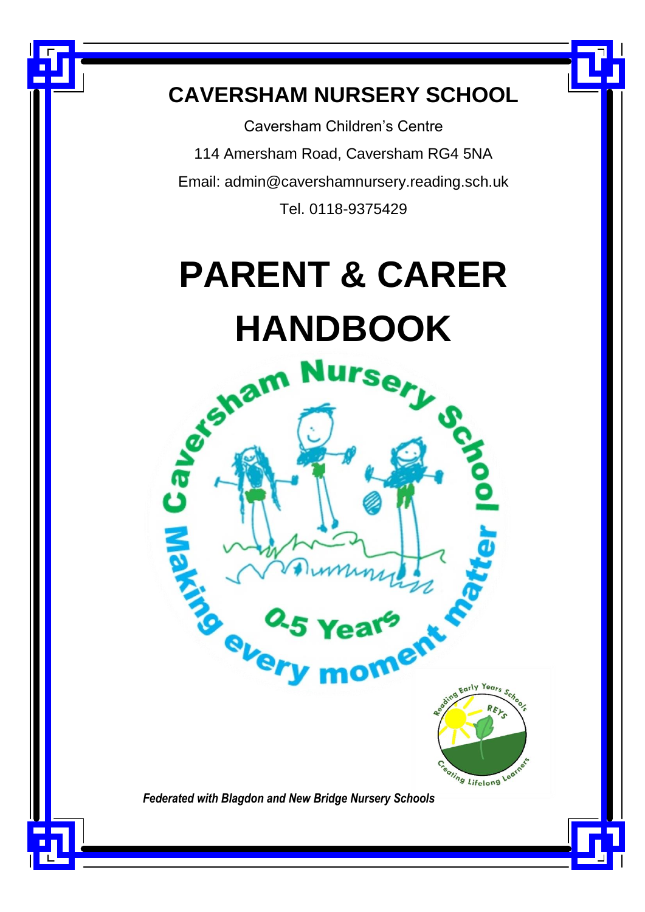# CAVERSHAM NURSERY SCHOOL

Caversham Children's Centre

114 Amersham Road, Caversham RG4 5NA

Email: admin@cavershamnursery.reading.sch.uk

Tel. 0118-9375429

# PARENT & CARER HANDBOOK

Caversham Nursery School

Making every moment matter

0-5 Years

Reading Early Years Schools

REYS

Creating Lifelong Learners

***Federated with Blagdon and New Bridge Nursery Schools***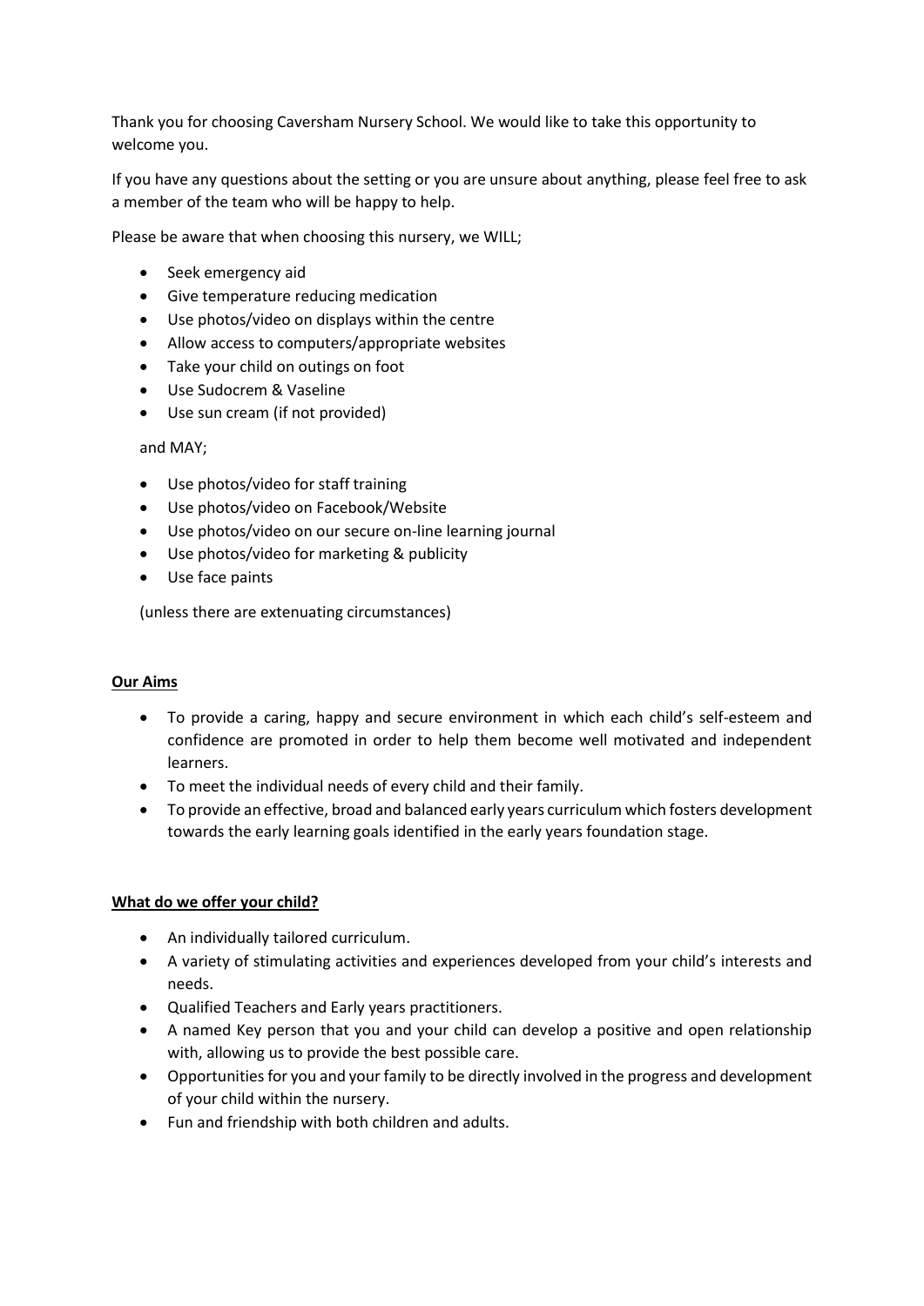Thank you for choosing Caversham Nursery School. We would like to take this opportunity to welcome you.

If you have any questions about the setting or you are unsure about anything, please feel free to ask a member of the team who will be happy to help.

Please be aware that when choosing this nursery, we WILL;

- Seek emergency aid
- Give temperature reducing medication
- Use photos/video on displays within the centre
- Allow access to computers/appropriate websites
- Take your child on outings on foot
- Use Sudocrem & Vaseline
- Use sun cream (if not provided)

and MAY;

- Use photos/video for staff training
- Use photos/video on Facebook/Website
- Use photos/video on our secure on-line learning journal
- Use photos/video for marketing & publicity
- Use face paints

(unless there are extenuating circumstances)

## Our Aims

- To provide a caring, happy and secure environment in which each child's self-esteem and confidence are promoted in order to help them become well motivated and independent learners.
- To meet the individual needs of every child and their family.
- To provide an effective, broad and balanced early years curriculum which fosters development towards the early learning goals identified in the early years foundation stage.

## What do we offer your child?

- An individually tailored curriculum.
- A variety of stimulating activities and experiences developed from your child's interests and needs.
- Qualified Teachers and Early years practitioners.
- A named Key person that you and your child can develop a positive and open relationship with, allowing us to provide the best possible care.
- Opportunities for you and your family to be directly involved in the progress and development of your child within the nursery.
- Fun and friendship with both children and adults.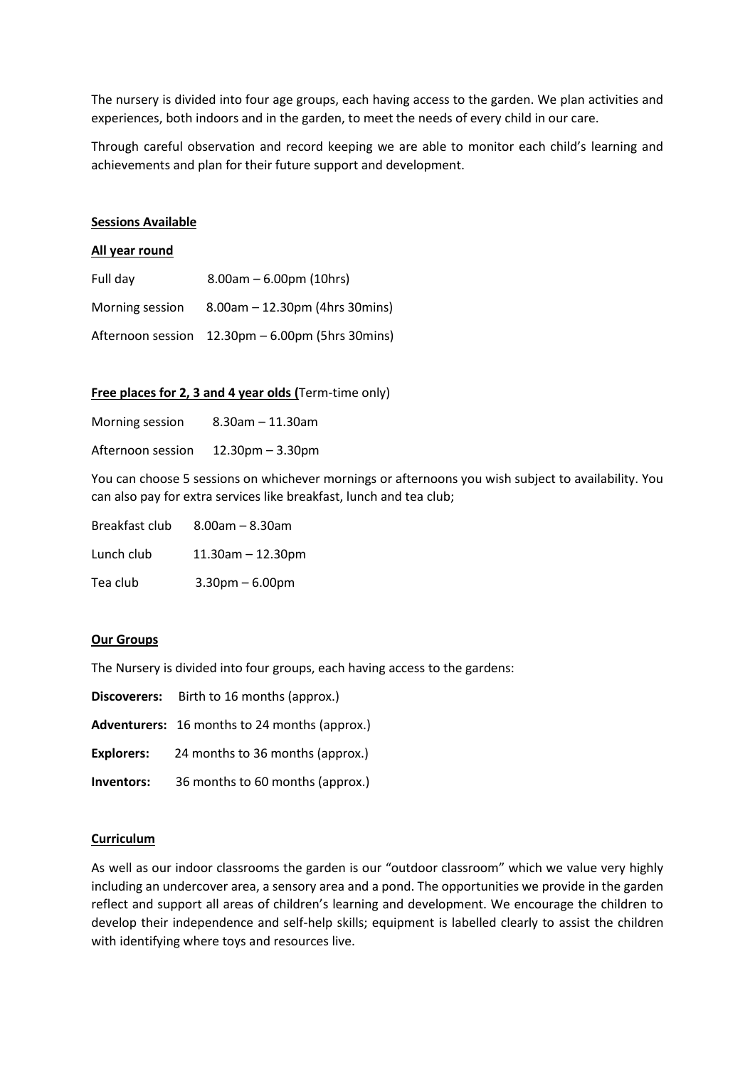The nursery is divided into four age groups, each having access to the garden. We plan activities and experiences, both indoors and in the garden, to meet the needs of every child in our care.

Through careful observation and record keeping we are able to monitor each child's learning and achievements and plan for their future support and development.

**Sessions Available**

**All year round**

Full day 8.00am – 6.00pm (10hrs)

Morning session 8.00am – 12.30pm (4hrs 30mins)

Afternoon session 12.30pm – 6.00pm (5hrs 30mins)

**Free places for 2, 3 and 4 year olds (**Term-time only)

Morning session 8.30am – 11.30am

Afternoon session 12.30pm – 3.30pm

You can choose 5 sessions on whichever mornings or afternoons you wish subject to availability. You can also pay for extra services like breakfast, lunch and tea club;

Breakfast club 8.00am – 8.30am

Lunch club 11.30am – 12.30pm

Tea club 3.30pm – 6.00pm

**Our Groups**

The Nursery is divided into four groups, each having access to the gardens:

**Discoverers:** Birth to 16 months (approx.)

**Adventurers:** 16 months to 24 months (approx.)

**Explorers:** 24 months to 36 months (approx.)

**Inventors:** 36 months to 60 months (approx.)

**Curriculum**

As well as our indoor classrooms the garden is our "outdoor classroom" which we value very highly including an undercover area, a sensory area and a pond. The opportunities we provide in the garden reflect and support all areas of children's learning and development. We encourage the children to develop their independence and self-help skills; equipment is labelled clearly to assist the children with identifying where toys and resources live.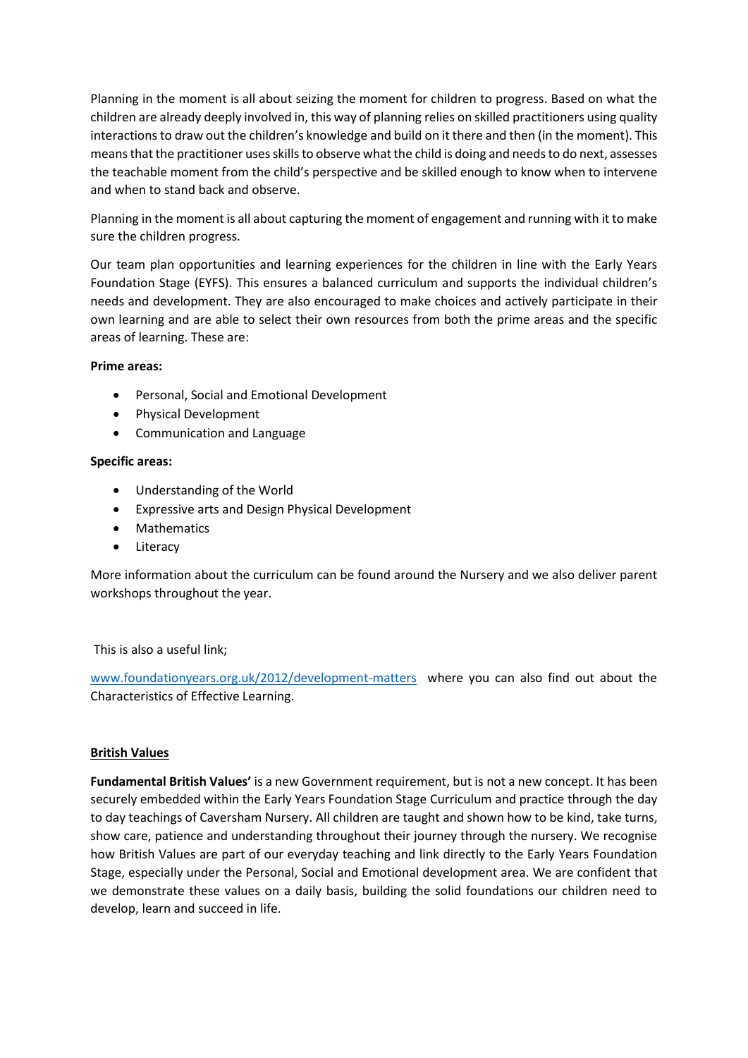Planning in the moment is all about seizing the moment for children to progress. Based on what the children are already deeply involved in, this way of planning relies on skilled practitioners using quality interactions to draw out the children's knowledge and build on it there and then (in the moment). This means that the practitioner uses skills to observe what the child is doing and needs to do next, assesses the teachable moment from the child's perspective and be skilled enough to know when to intervene and when to stand back and observe.

Planning in the moment is all about capturing the moment of engagement and running with it to make sure the children progress.

Our team plan opportunities and learning experiences for the children in line with the Early Years Foundation Stage (EYFS). This ensures a balanced curriculum and supports the individual children's needs and development. They are also encouraged to make choices and actively participate in their own learning and are able to select their own resources from both the prime areas and the specific areas of learning. These are:

**Prime areas:**

- Personal, Social and Emotional Development
- Physical Development
- Communication and Language

**Specific areas:**

- Understanding of the World
- Expressive arts and Design Physical Development
- Mathematics
- Literacy

More information about the curriculum can be found around the Nursery and we also deliver parent workshops throughout the year.

This is also a useful link;

[www.foundationyears.org.uk/2012/development-matters](http://www.foundationyears.org.uk/2012/development-matters) where you can also find out about the Characteristics of Effective Learning.

**British Values**

**Fundamental British Values'** is a new Government requirement, but is not a new concept. It has been securely embedded within the Early Years Foundation Stage Curriculum and practice through the day to day teachings of Caversham Nursery. All children are taught and shown how to be kind, take turns, show care, patience and understanding throughout their journey through the nursery. We recognise how British Values are part of our everyday teaching and link directly to the Early Years Foundation Stage, especially under the Personal, Social and Emotional development area. We are confident that we demonstrate these values on a daily basis, building the solid foundations our children need to develop, learn and succeed in life.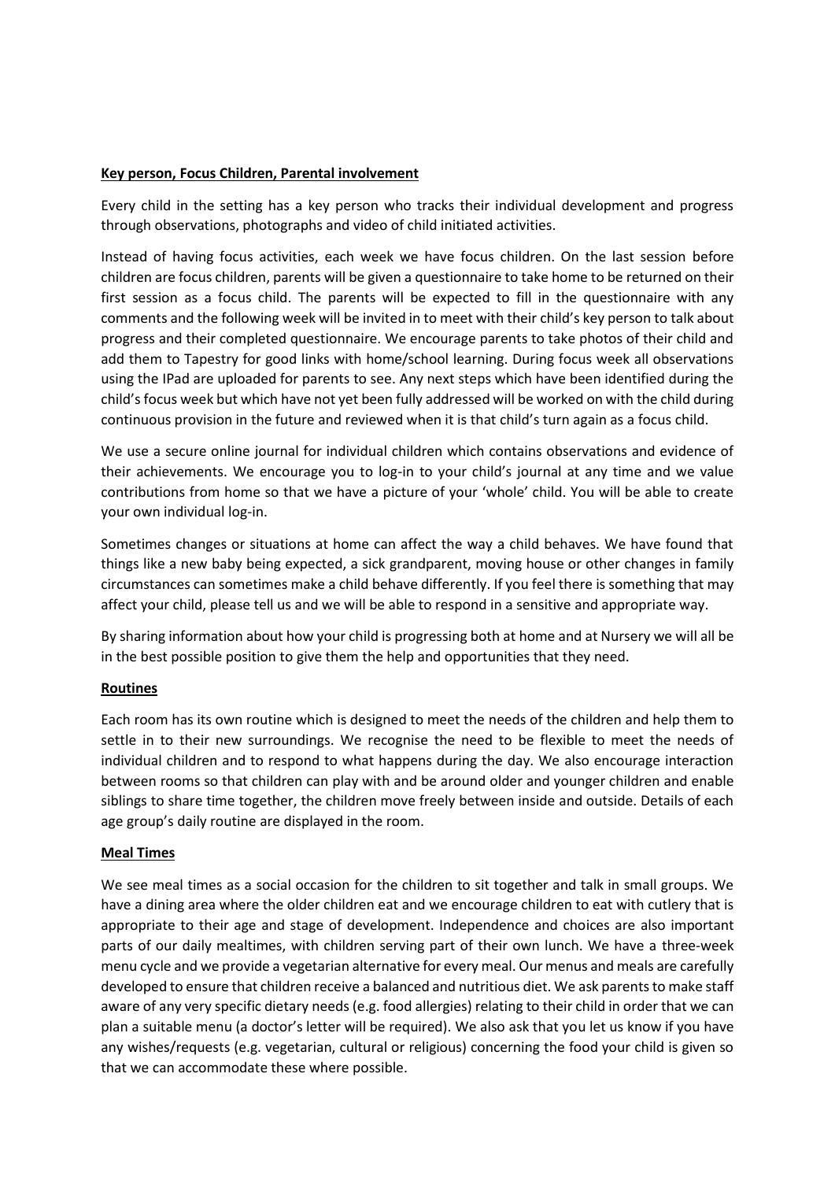**Key person, Focus Children, Parental involvement**

Every child in the setting has a key person who tracks their individual development and progress through observations, photographs and video of child initiated activities.

Instead of having focus activities, each week we have focus children. On the last session before children are focus children, parents will be given a questionnaire to take home to be returned on their first session as a focus child. The parents will be expected to fill in the questionnaire with any comments and the following week will be invited in to meet with their child's key person to talk about progress and their completed questionnaire. We encourage parents to take photos of their child and add them to Tapestry for good links with home/school learning. During focus week all observations using the IPad are uploaded for parents to see. Any next steps which have been identified during the child's focus week but which have not yet been fully addressed will be worked on with the child during continuous provision in the future and reviewed when it is that child's turn again as a focus child.

We use a secure online journal for individual children which contains observations and evidence of their achievements. We encourage you to log-in to your child's journal at any time and we value contributions from home so that we have a picture of your 'whole' child. You will be able to create your own individual log-in.

Sometimes changes or situations at home can affect the way a child behaves. We have found that things like a new baby being expected, a sick grandparent, moving house or other changes in family circumstances can sometimes make a child behave differently. If you feel there is something that may affect your child, please tell us and we will be able to respond in a sensitive and appropriate way.

By sharing information about how your child is progressing both at home and at Nursery we will all be in the best possible position to give them the help and opportunities that they need.

**Routines**

Each room has its own routine which is designed to meet the needs of the children and help them to settle in to their new surroundings. We recognise the need to be flexible to meet the needs of individual children and to respond to what happens during the day. We also encourage interaction between rooms so that children can play with and be around older and younger children and enable siblings to share time together, the children move freely between inside and outside. Details of each age group's daily routine are displayed in the room.

**Meal Times**

We see meal times as a social occasion for the children to sit together and talk in small groups. We have a dining area where the older children eat and we encourage children to eat with cutlery that is appropriate to their age and stage of development. Independence and choices are also important parts of our daily mealtimes, with children serving part of their own lunch. We have a three-week menu cycle and we provide a vegetarian alternative for every meal. Our menus and meals are carefully developed to ensure that children receive a balanced and nutritious diet. We ask parents to make staff aware of any very specific dietary needs (e.g. food allergies) relating to their child in order that we can plan a suitable menu (a doctor's letter will be required). We also ask that you let us know if you have any wishes/requests (e.g. vegetarian, cultural or religious) concerning the food your child is given so that we can accommodate these where possible.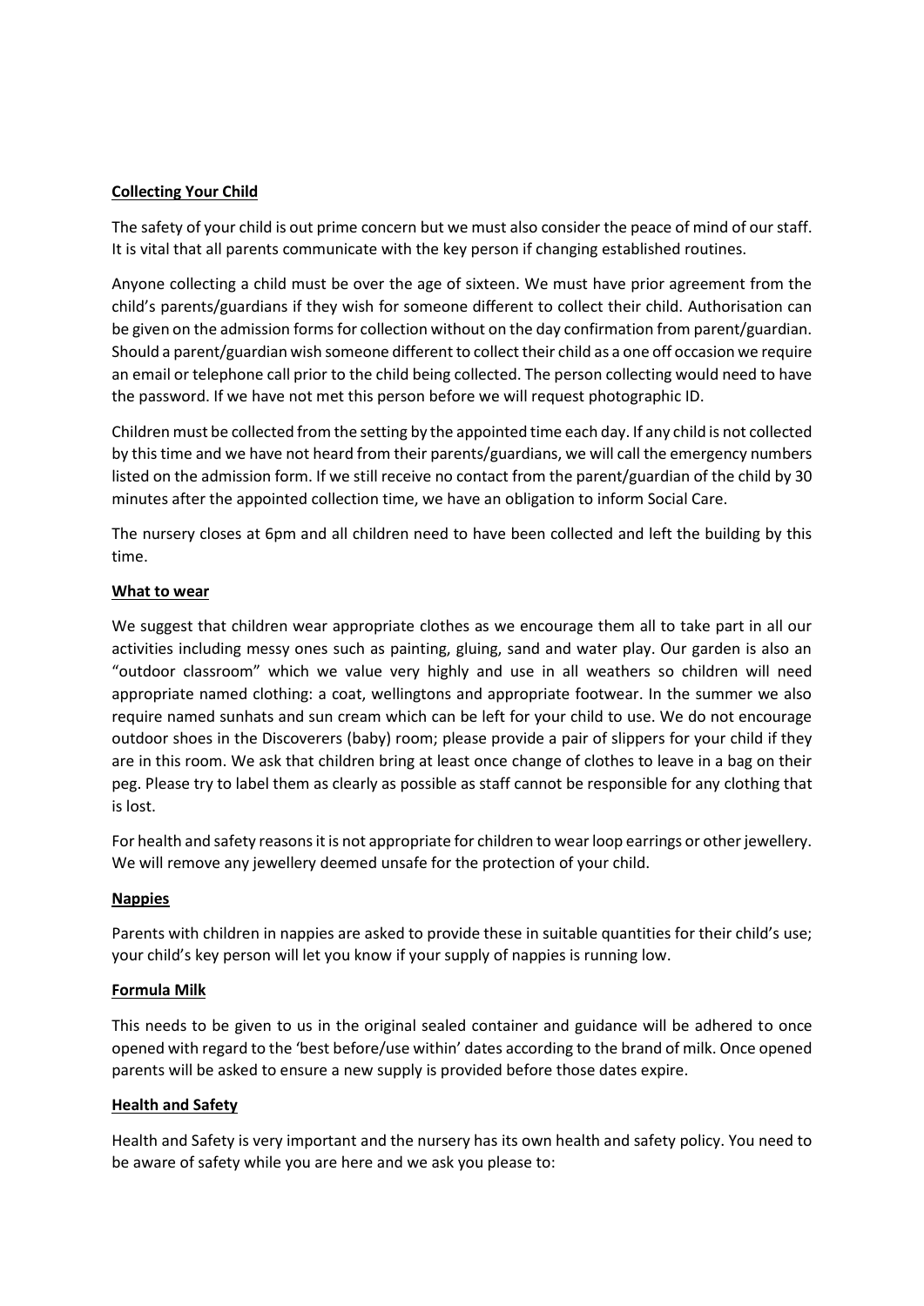**Collecting Your Child**

The safety of your child is out prime concern but we must also consider the peace of mind of our staff. It is vital that all parents communicate with the key person if changing established routines.

Anyone collecting a child must be over the age of sixteen. We must have prior agreement from the child's parents/guardians if they wish for someone different to collect their child. Authorisation can be given on the admission forms for collection without on the day confirmation from parent/guardian. Should a parent/guardian wish someone different to collect their child as a one off occasion we require an email or telephone call prior to the child being collected. The person collecting would need to have the password. If we have not met this person before we will request photographic ID.

Children must be collected from the setting by the appointed time each day. If any child is not collected by this time and we have not heard from their parents/guardians, we will call the emergency numbers listed on the admission form. If we still receive no contact from the parent/guardian of the child by 30 minutes after the appointed collection time, we have an obligation to inform Social Care.

The nursery closes at 6pm and all children need to have been collected and left the building by this time.

**What to wear**

We suggest that children wear appropriate clothes as we encourage them all to take part in all our activities including messy ones such as painting, gluing, sand and water play. Our garden is also an "outdoor classroom" which we value very highly and use in all weathers so children will need appropriate named clothing: a coat, wellingtons and appropriate footwear. In the summer we also require named sunhats and sun cream which can be left for your child to use. We do not encourage outdoor shoes in the Discoverers (baby) room; please provide a pair of slippers for your child if they are in this room. We ask that children bring at least once change of clothes to leave in a bag on their peg. Please try to label them as clearly as possible as staff cannot be responsible for any clothing that is lost.

For health and safety reasons it is not appropriate for children to wear loop earrings or other jewellery. We will remove any jewellery deemed unsafe for the protection of your child.

**Nappies**

Parents with children in nappies are asked to provide these in suitable quantities for their child's use; your child's key person will let you know if your supply of nappies is running low.

**Formula Milk**

This needs to be given to us in the original sealed container and guidance will be adhered to once opened with regard to the 'best before/use within' dates according to the brand of milk. Once opened parents will be asked to ensure a new supply is provided before those dates expire.

**Health and Safety**

Health and Safety is very important and the nursery has its own health and safety policy. You need to be aware of safety while you are here and we ask you please to: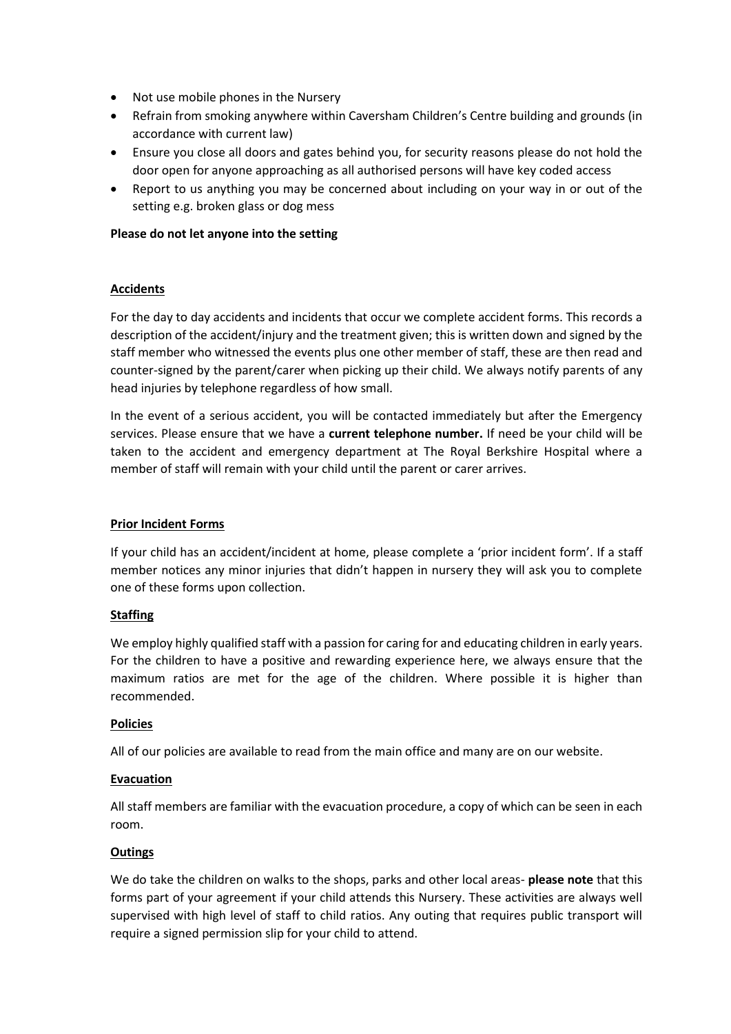- Not use mobile phones in the Nursery
- Refrain from smoking anywhere within Caversham Children's Centre building and grounds (in accordance with current law)
- Ensure you close all doors and gates behind you, for security reasons please do not hold the door open for anyone approaching as all authorised persons will have key coded access
- Report to us anything you may be concerned about including on your way in or out of the setting e.g. broken glass or dog mess

**Please do not let anyone into the setting**

## Accidents

For the day to day accidents and incidents that occur we complete accident forms. This records a description of the accident/injury and the treatment given; this is written down and signed by the staff member who witnessed the events plus one other member of staff, these are then read and counter-signed by the parent/carer when picking up their child. We always notify parents of any head injuries by telephone regardless of how small.

In the event of a serious accident, you will be contacted immediately but after the Emergency services. Please ensure that we have a **current telephone number.** If need be your child will be taken to the accident and emergency department at The Royal Berkshire Hospital where a member of staff will remain with your child until the parent or carer arrives.

## Prior Incident Forms

If your child has an accident/incident at home, please complete a 'prior incident form'. If a staff member notices any minor injuries that didn't happen in nursery they will ask you to complete one of these forms upon collection.

## Staffing

We employ highly qualified staff with a passion for caring for and educating children in early years. For the children to have a positive and rewarding experience here, we always ensure that the maximum ratios are met for the age of the children. Where possible it is higher than recommended.

## Policies

All of our policies are available to read from the main office and many are on our website.

## Evacuation

All staff members are familiar with the evacuation procedure, a copy of which can be seen in each room.

## Outings

We do take the children on walks to the shops, parks and other local areas- **please note** that this forms part of your agreement if your child attends this Nursery. These activities are always well supervised with high level of staff to child ratios. Any outing that requires public transport will require a signed permission slip for your child to attend.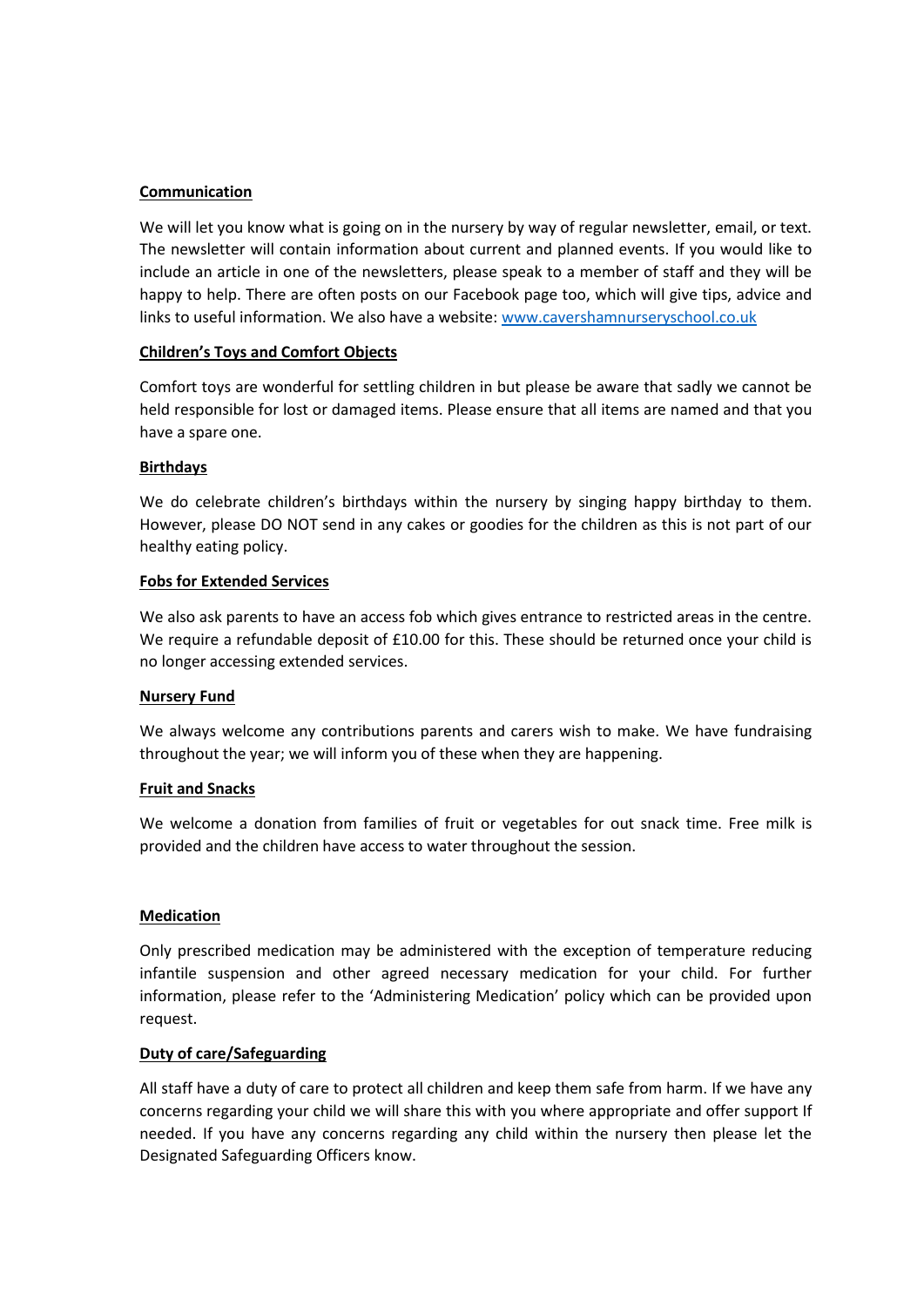**Communication**

We will let you know what is going on in the nursery by way of regular newsletter, email, or text. The newsletter will contain information about current and planned events. If you would like to include an article in one of the newsletters, please speak to a member of staff and they will be happy to help. There are often posts on our Facebook page too, which will give tips, advice and links to useful information. We also have a website: [www.cavershamnurseryschool.co.uk](http://www.cavershamnurseryschool.co.uk)

**Children's Toys and Comfort Objects**

Comfort toys are wonderful for settling children in but please be aware that sadly we cannot be held responsible for lost or damaged items. Please ensure that all items are named and that you have a spare one.

**Birthdays**

We do celebrate children's birthdays within the nursery by singing happy birthday to them. However, please DO NOT send in any cakes or goodies for the children as this is not part of our healthy eating policy.

**Fobs for Extended Services**

We also ask parents to have an access fob which gives entrance to restricted areas in the centre. We require a refundable deposit of £10.00 for this. These should be returned once your child is no longer accessing extended services.

**Nursery Fund**

We always welcome any contributions parents and carers wish to make. We have fundraising throughout the year; we will inform you of these when they are happening.

**Fruit and Snacks**

We welcome a donation from families of fruit or vegetables for out snack time. Free milk is provided and the children have access to water throughout the session.

**Medication**

Only prescribed medication may be administered with the exception of temperature reducing infantile suspension and other agreed necessary medication for your child. For further information, please refer to the 'Administering Medication' policy which can be provided upon request.

**Duty of care/Safeguarding**

All staff have a duty of care to protect all children and keep them safe from harm. If we have any concerns regarding your child we will share this with you where appropriate and offer support If needed. If you have any concerns regarding any child within the nursery then please let the Designated Safeguarding Officers know.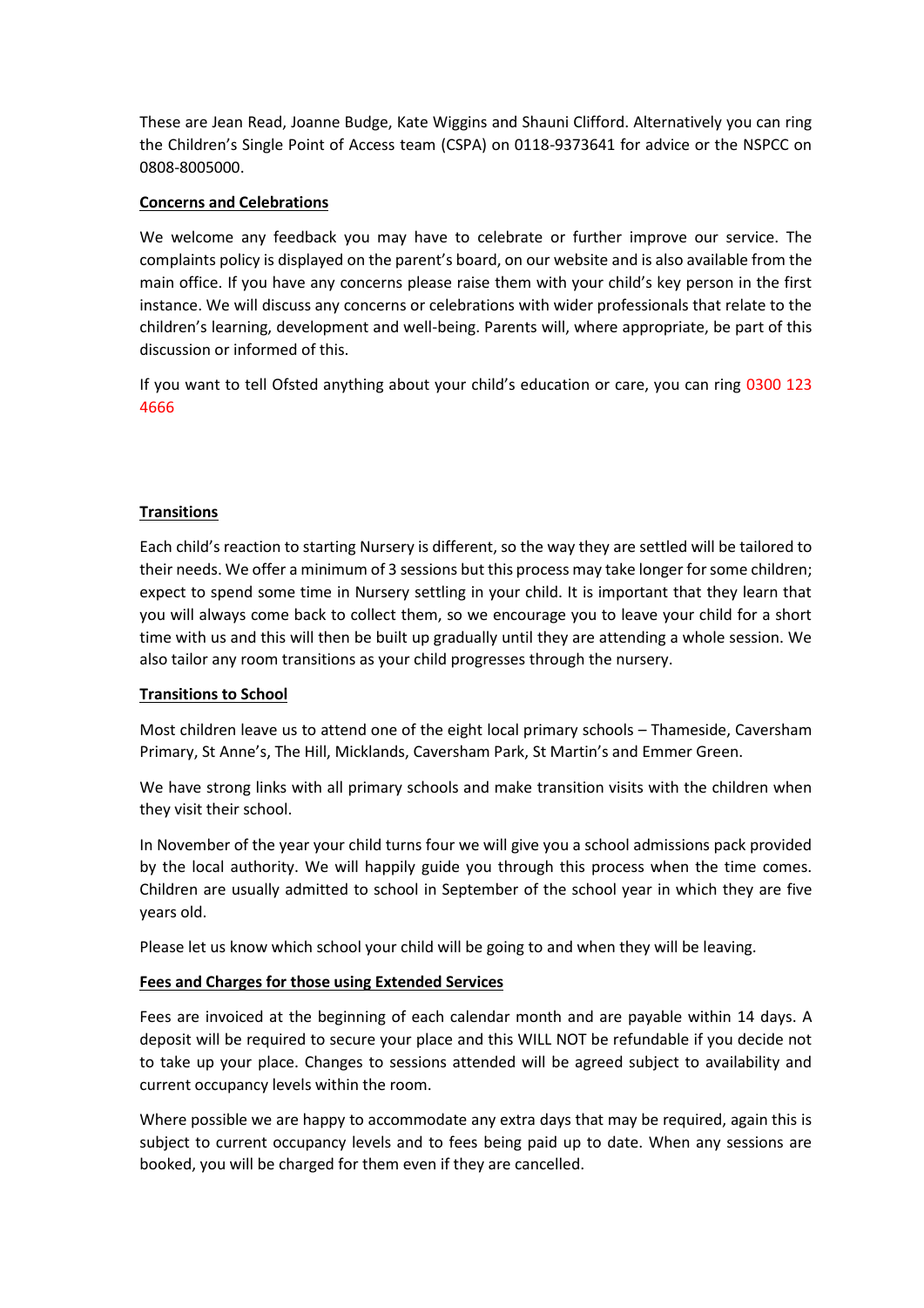These are Jean Read, Joanne Budge, Kate Wiggins and Shauni Clifford. Alternatively you can ring the Children's Single Point of Access team (CSPA) on 0118-9373641 for advice or the NSPCC on 0808-8005000.

**Concerns and Celebrations**

We welcome any feedback you may have to celebrate or further improve our service. The complaints policy is displayed on the parent's board, on our website and is also available from the main office. If you have any concerns please raise them with your child's key person in the first instance. We will discuss any concerns or celebrations with wider professionals that relate to the children's learning, development and well-being. Parents will, where appropriate, be part of this discussion or informed of this.

If you want to tell Ofsted anything about your child's education or care, you can ring 0300 123 4666

**Transitions**

Each child's reaction to starting Nursery is different, so the way they are settled will be tailored to their needs. We offer a minimum of 3 sessions but this process may take longer for some children; expect to spend some time in Nursery settling in your child. It is important that they learn that you will always come back to collect them, so we encourage you to leave your child for a short time with us and this will then be built up gradually until they are attending a whole session. We also tailor any room transitions as your child progresses through the nursery.

**Transitions to School**

Most children leave us to attend one of the eight local primary schools – Thameside, Caversham Primary, St Anne's, The Hill, Micklands, Caversham Park, St Martin's and Emmer Green.

We have strong links with all primary schools and make transition visits with the children when they visit their school.

In November of the year your child turns four we will give you a school admissions pack provided by the local authority. We will happily guide you through this process when the time comes. Children are usually admitted to school in September of the school year in which they are five years old.

Please let us know which school your child will be going to and when they will be leaving.

**Fees and Charges for those using Extended Services**

Fees are invoiced at the beginning of each calendar month and are payable within 14 days. A deposit will be required to secure your place and this WILL NOT be refundable if you decide not to take up your place. Changes to sessions attended will be agreed subject to availability and current occupancy levels within the room.

Where possible we are happy to accommodate any extra days that may be required, again this is subject to current occupancy levels and to fees being paid up to date. When any sessions are booked, you will be charged for them even if they are cancelled.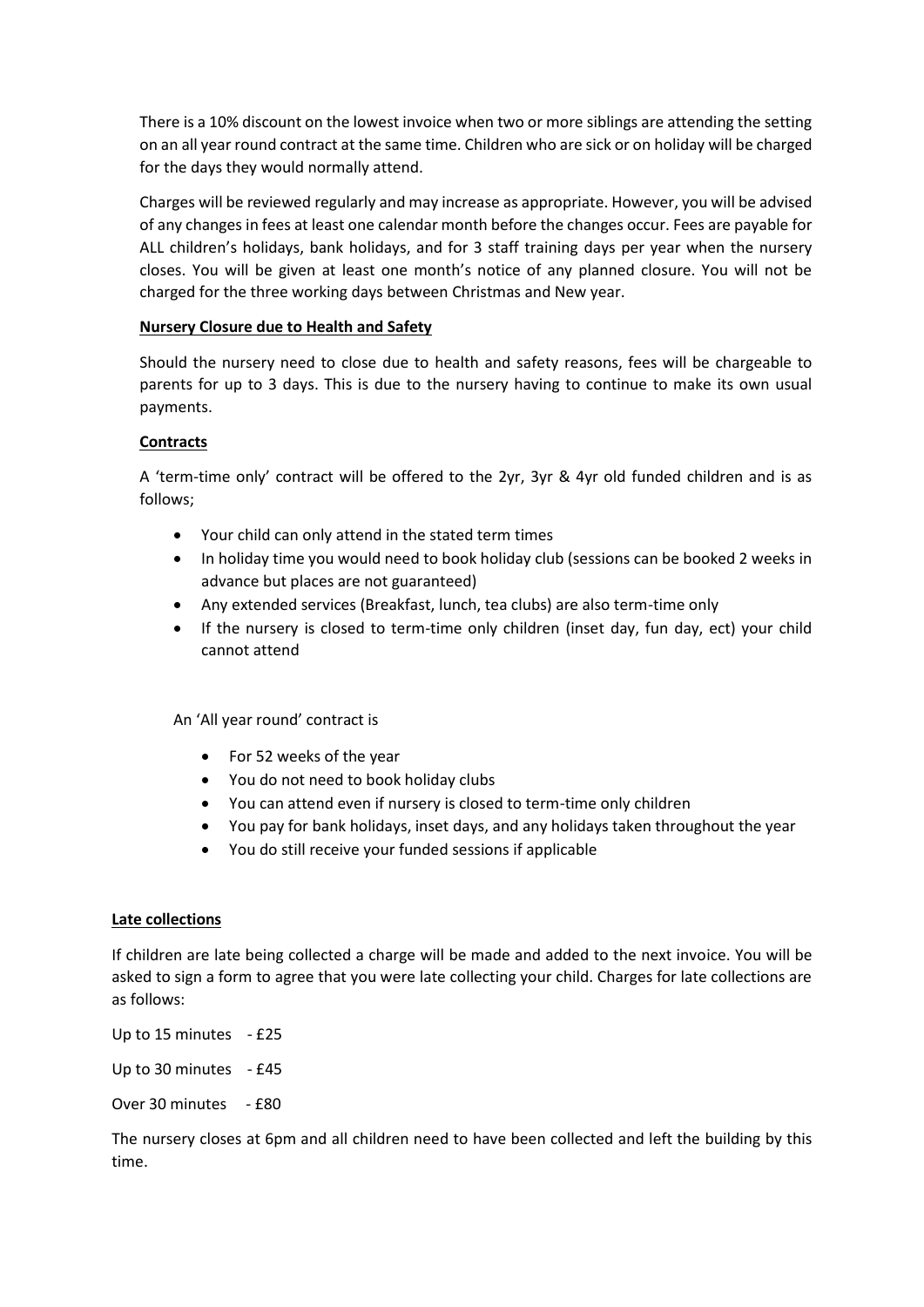There is a 10% discount on the lowest invoice when two or more siblings are attending the setting on an all year round contract at the same time. Children who are sick or on holiday will be charged for the days they would normally attend.

Charges will be reviewed regularly and may increase as appropriate. However, you will be advised of any changes in fees at least one calendar month before the changes occur. Fees are payable for ALL children's holidays, bank holidays, and for 3 staff training days per year when the nursery closes. You will be given at least one month's notice of any planned closure. You will not be charged for the three working days between Christmas and New year.

**Nursery Closure due to Health and Safety**

Should the nursery need to close due to health and safety reasons, fees will be chargeable to parents for up to 3 days. This is due to the nursery having to continue to make its own usual payments.

**Contracts**

A 'term-time only' contract will be offered to the 2yr, 3yr & 4yr old funded children and is as follows;

- Your child can only attend in the stated term times
- In holiday time you would need to book holiday club (sessions can be booked 2 weeks in advance but places are not guaranteed)
- Any extended services (Breakfast, lunch, tea clubs) are also term-time only
- If the nursery is closed to term-time only children (inset day, fun day, ect) your child cannot attend

An 'All year round' contract is

- For 52 weeks of the year
- You do not need to book holiday clubs
- You can attend even if nursery is closed to term-time only children
- You pay for bank holidays, inset days, and any holidays taken throughout the year
- You do still receive your funded sessions if applicable

**Late collections**

If children are late being collected a charge will be made and added to the next invoice. You will be asked to sign a form to agree that you were late collecting your child. Charges for late collections are as follows:

Up to 15 minutes - £25

Up to 30 minutes - £45

Over 30 minutes - £80

The nursery closes at 6pm and all children need to have been collected and left the building by this time.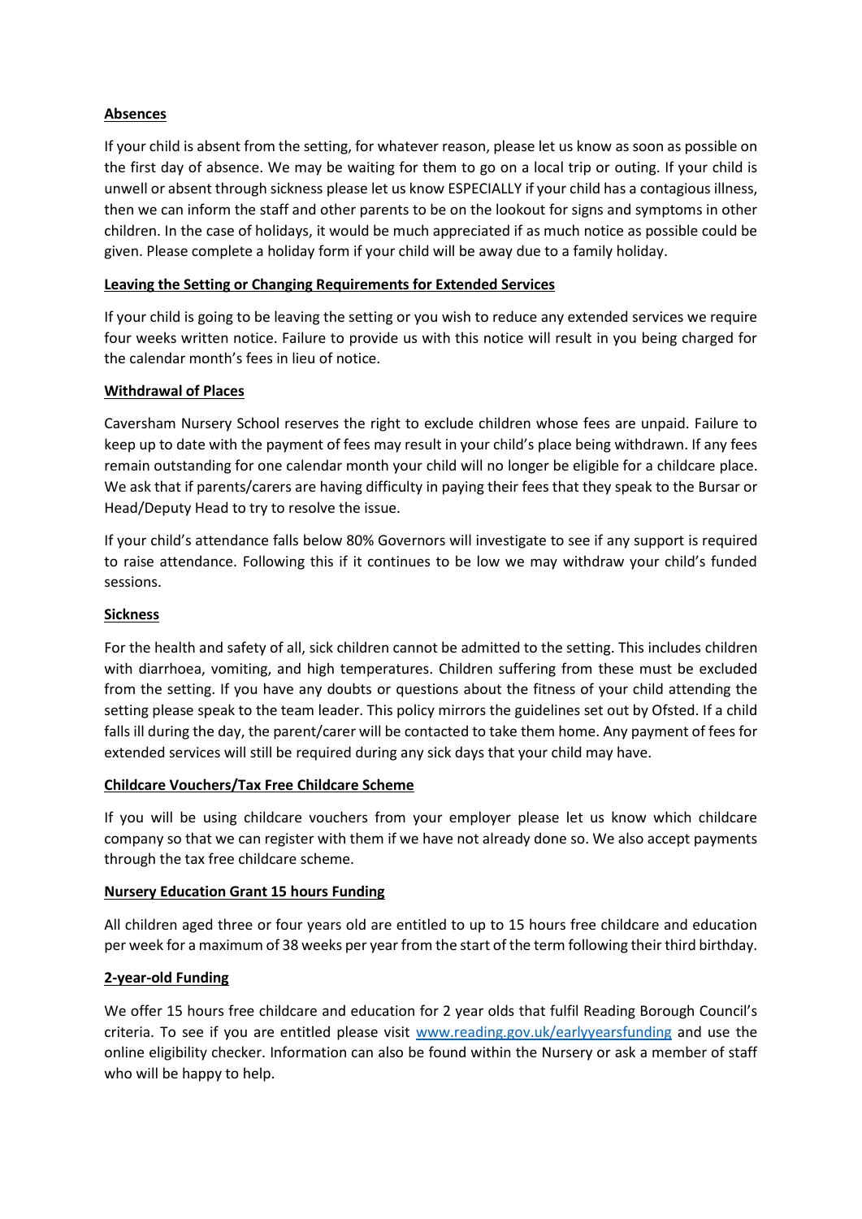**Absences**

If your child is absent from the setting, for whatever reason, please let us know as soon as possible on the first day of absence. We may be waiting for them to go on a local trip or outing. If your child is unwell or absent through sickness please let us know ESPECIALLY if your child has a contagious illness, then we can inform the staff and other parents to be on the lookout for signs and symptoms in other children. In the case of holidays, it would be much appreciated if as much notice as possible could be given. Please complete a holiday form if your child will be away due to a family holiday.

**Leaving the Setting or Changing Requirements for Extended Services**

If your child is going to be leaving the setting or you wish to reduce any extended services we require four weeks written notice. Failure to provide us with this notice will result in you being charged for the calendar month's fees in lieu of notice.

**Withdrawal of Places**

Caversham Nursery School reserves the right to exclude children whose fees are unpaid. Failure to keep up to date with the payment of fees may result in your child's place being withdrawn. If any fees remain outstanding for one calendar month your child will no longer be eligible for a childcare place. We ask that if parents/carers are having difficulty in paying their fees that they speak to the Bursar or Head/Deputy Head to try to resolve the issue.

If your child's attendance falls below 80% Governors will investigate to see if any support is required to raise attendance. Following this if it continues to be low we may withdraw your child's funded sessions.

**Sickness**

For the health and safety of all, sick children cannot be admitted to the setting. This includes children with diarrhoea, vomiting, and high temperatures. Children suffering from these must be excluded from the setting. If you have any doubts or questions about the fitness of your child attending the setting please speak to the team leader. This policy mirrors the guidelines set out by Ofsted. If a child falls ill during the day, the parent/carer will be contacted to take them home. Any payment of fees for extended services will still be required during any sick days that your child may have.

**Childcare Vouchers/Tax Free Childcare Scheme**

If you will be using childcare vouchers from your employer please let us know which childcare company so that we can register with them if we have not already done so. We also accept payments through the tax free childcare scheme.

**Nursery Education Grant 15 hours Funding**

All children aged three or four years old are entitled to up to 15 hours free childcare and education per week for a maximum of 38 weeks per year from the start of the term following their third birthday.

**2-year-old Funding**

We offer 15 hours free childcare and education for 2 year olds that fulfil Reading Borough Council's criteria. To see if you are entitled please visit [www.reading.gov.uk/earlyyearsfunding](http://www.reading.gov.uk/earlyyearsfunding) and use the online eligibility checker. Information can also be found within the Nursery or ask a member of staff who will be happy to help.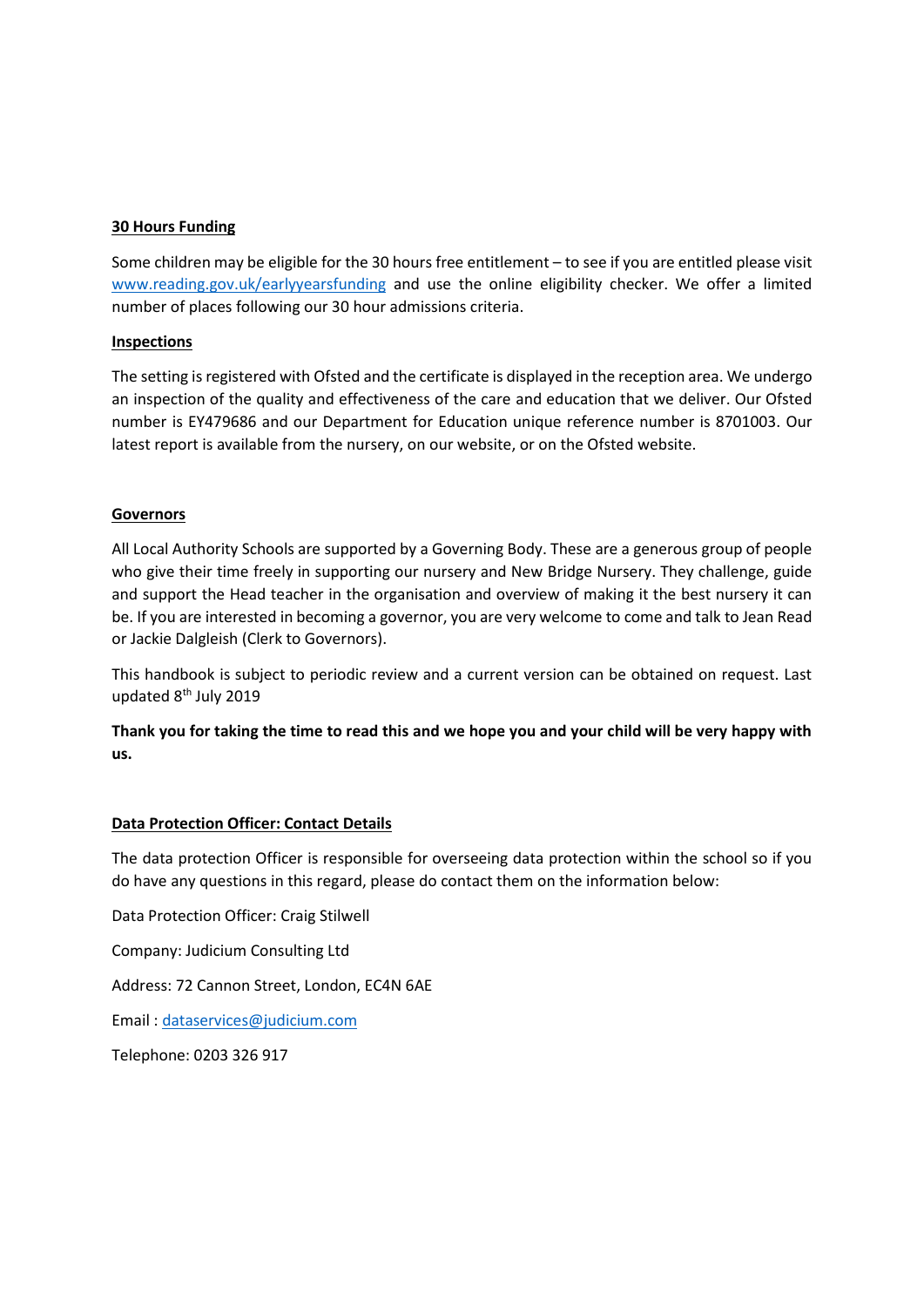**30 Hours Funding**

Some children may be eligible for the 30 hours free entitlement – to see if you are entitled please visit www.reading.gov.uk/earlyyearsfunding and use the online eligibility checker. We offer a limited number of places following our 30 hour admissions criteria.

**Inspections**

The setting is registered with Ofsted and the certificate is displayed in the reception area. We undergo an inspection of the quality and effectiveness of the care and education that we deliver. Our Ofsted number is EY479686 and our Department for Education unique reference number is 8701003. Our latest report is available from the nursery, on our website, or on the Ofsted website.

**Governors**

All Local Authority Schools are supported by a Governing Body. These are a generous group of people who give their time freely in supporting our nursery and New Bridge Nursery. They challenge, guide and support the Head teacher in the organisation and overview of making it the best nursery it can be. If you are interested in becoming a governor, you are very welcome to come and talk to Jean Read or Jackie Dalgleish (Clerk to Governors).

This handbook is subject to periodic review and a current version can be obtained on request. Last updated 8th July 2019

**Thank you for taking the time to read this and we hope you and your child will be very happy with us.**

**Data Protection Officer: Contact Details**

The data protection Officer is responsible for overseeing data protection within the school so if you do have any questions in this regard, please do contact them on the information below:

Data Protection Officer: Craig Stilwell

Company: Judicium Consulting Ltd

Address: 72 Cannon Street, London, EC4N 6AE

Email : dataservices@judicium.com

Telephone: 0203 326 917